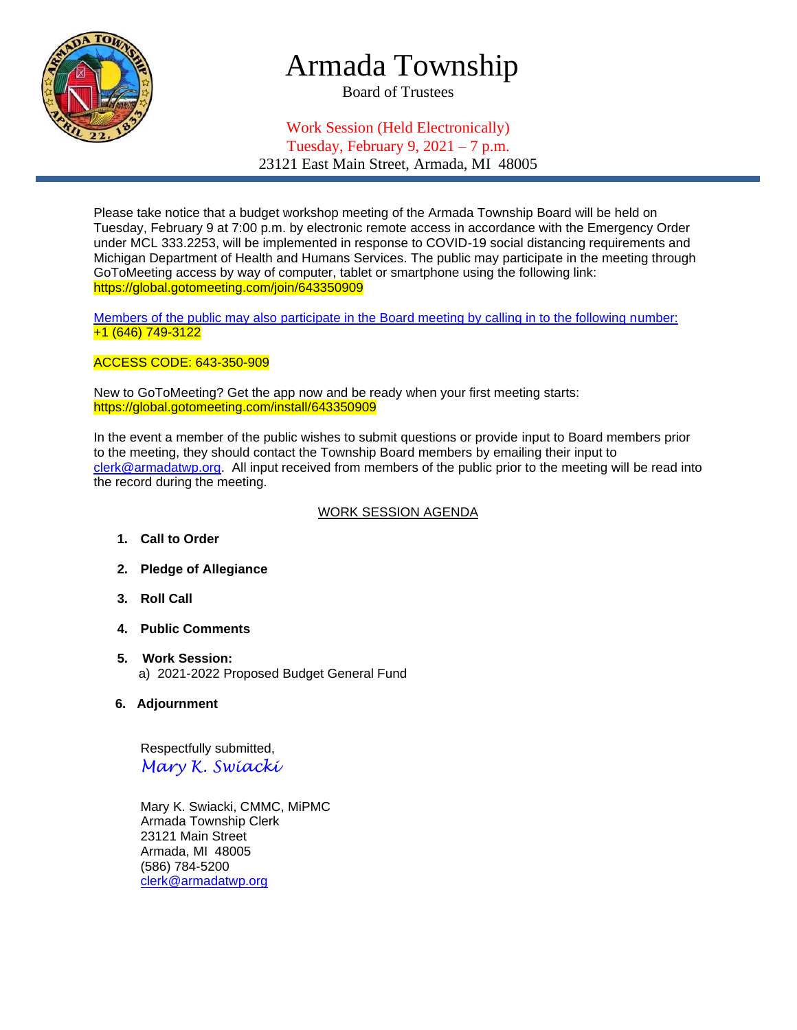# Armada Township

Board of Trustees

Work Session (Held Electronically)
Tuesday, February 9, 2021 – 7 p.m.
23121 East Main Street, Armada, MI 48005

Please take notice that a budget workshop meeting of the Armada Township Board will be held on Tuesday, February 9 at 7:00 p.m. by electronic remote access in accordance with the Emergency Order under MCL 333.2253, will be implemented in response to COVID-19 social distancing requirements and Michigan Department of Health and Humans Services. The public may participate in the meeting through GoToMeeting access by way of computer, tablet or smartphone using the following link: https://global.gotomeeting.com/join/643350909

Members of the public may also participate in the Board meeting by calling in to the following number: +1 (646) 749-3122

ACCESS CODE: 643-350-909

New to GoToMeeting? Get the app now and be ready when your first meeting starts: https://global.gotomeeting.com/install/643350909

In the event a member of the public wishes to submit questions or provide input to Board members prior to the meeting, they should contact the Township Board members by emailing their input to clerk@armadatwp.org. All input received from members of the public prior to the meeting will be read into the record during the meeting.

## WORK SESSION AGENDA

1. **Call to Order**
2. **Pledge of Allegiance**
3. **Roll Call**
4. **Public Comments**
5. **Work Session:**
   a) 2021-2022 Proposed Budget General Fund
6. **Adjournment**

Respectfully submitted,
*Mary K. Swiacki*

Mary K. Swiacki, CMMC, MiPMC
Armada Township Clerk
23121 Main Street
Armada, MI 48005
(586) 784-5200
clerk@armadatwp.org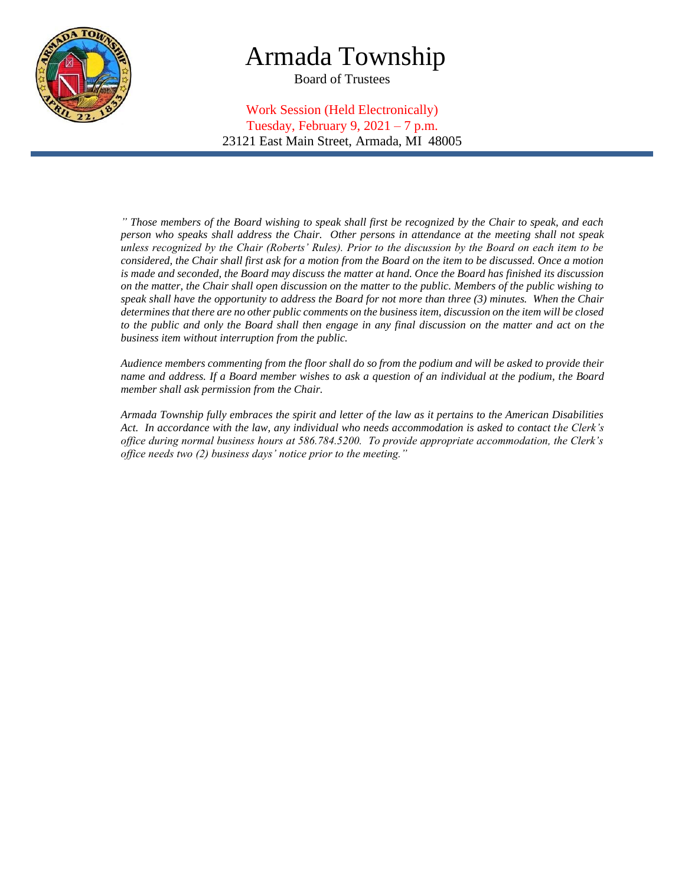# Armada Township

Board of Trustees

Work Session (Held Electronically)
Tuesday, February 9, 2021 – 7 p.m.
23121 East Main Street, Armada, MI 48005

*" Those members of the Board wishing to speak shall first be recognized by the Chair to speak, and each person who speaks shall address the Chair. Other persons in attendance at the meeting shall not speak unless recognized by the Chair (Roberts' Rules). Prior to the discussion by the Board on each item to be considered, the Chair shall first ask for a motion from the Board on the item to be discussed. Once a motion is made and seconded, the Board may discuss the matter at hand. Once the Board has finished its discussion on the matter, the Chair shall open discussion on the matter to the public. Members of the public wishing to speak shall have the opportunity to address the Board for not more than three (3) minutes. When the Chair determines that there are no other public comments on the business item, discussion on the item will be closed to the public and only the Board shall then engage in any final discussion on the matter and act on the business item without interruption from the public.*

*Audience members commenting from the floor shall do so from the podium and will be asked to provide their name and address. If a Board member wishes to ask a question of an individual at the podium, the Board member shall ask permission from the Chair.*

*Armada Township fully embraces the spirit and letter of the law as it pertains to the American Disabilities Act. In accordance with the law, any individual who needs accommodation is asked to contact the Clerk's office during normal business hours at 586.784.5200. To provide appropriate accommodation, the Clerk's office needs two (2) business days' notice prior to the meeting."*